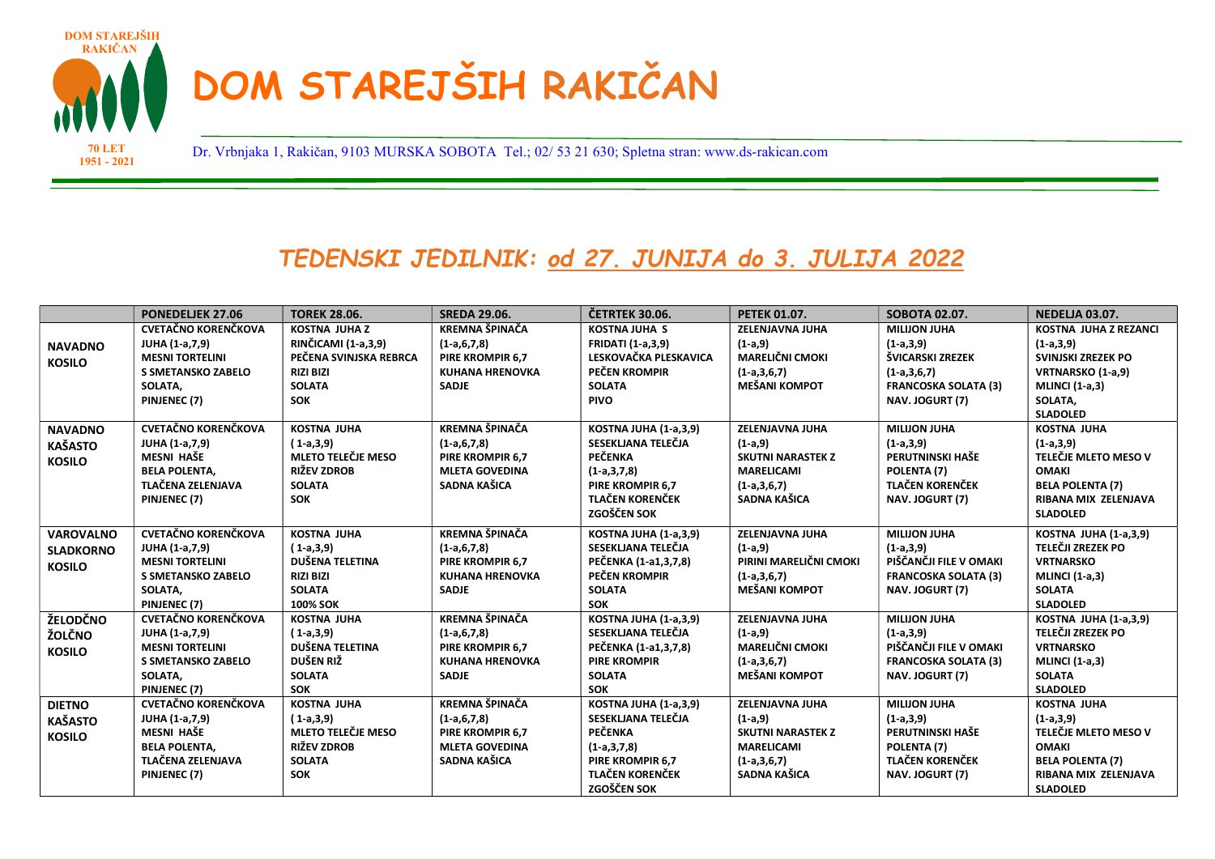# DOM STAREJŠIH RAKIČAN

DOM STAREJŠIH RAKIČAN
70 LET
1951 - 2021

Dr. Vrbnjaka 1, Rakičan, 9103 MURSKA SOBOTA Tel.; 02/ 53 21 630; Spletna stran: www.ds-rakican.com

## *TEDENSKI JEDILNIK: od 27. JUNIJA do 3. JULIJA 2022*

| | PONEDELJEK 27.06 | TOREK 28.06. | SREDA 29.06. | ČETRTEK 30.06. | PETEK 01.07. | SOBOTA 02.07. | NEDELJA 03.07. |
|---|---|---|---|---|---|---|---|
| **NAVADNO KOSILO** | CVETAČNO KORENČKOVA JUHA (1-a,7,9) MESNI TORTELINI S SMETANSKO ZABELO SOLATA, PINJENEC (7) | KOSTNA JUHA Z RINČICAMI (1-a,3,9) PEČENA SVINJSKA REBRCA RIZI BIZI SOLATA SOK | KREMNA ŠPINAČA (1-a,6,7,8) PIRE KROMPIR 6,7 KUHANA HRENOVKA SADJE | KOSTNA JUHA S FRIDATI (1-a,3,9) LESKOVAČKA PLESKAVICA PEČEN KROMPIR SOLATA PIVO | ZELENJAVNA JUHA (1-a,9) MARELIČNI CMOKI (1-a,3,6,7) MEŠANI KOMPOT | MILIJON JUHA (1-a,3,9) ŠVICARSKI ZREZEK (1-a,3,6,7) FRANCOSKA SOLATA (3) NAV. JOGURT (7) | KOSTNA JUHA Z REZANCI SVINJSKI ZREZEK PO VRTNARSKO (1-a,9) MLINCI (1-a,3) SOLATA, SLADOLED |
| **NAVADNO KAŠASTO KOSILO** | CVETAČNO KORENČKOVA JUHA (1-a,7,9) MESNI HAŠE BELA POLENTA, TLAČENA ZELENJAVA PINJENEC (7) | KOSTNA JUHA ( 1-a,3,9) MLETO TELEČJE MESO RIŽEV ZDROB SOLATA SOK | KREMNA ŠPINAČA (1-a,6,7,8) PIRE KROMPIR 6,7 MLETA GOVEDINA SADNA KAŠICA | KOSTNA JUHA (1-a,3,9) SESEKLJANA TELEČJA PEČENKA (1-a,3,7,8) PIRE KROMPIR 6,7 TLAČEN KORENČEK ZGOŠČEN SOK | ZELENJAVNA JUHA (1-a,9) SKUTNI NARASTEK Z MARELICAMI (1-a,3,6,7) SADNA KAŠICA | MILIJON JUHA (1-a,3,9) PERUTNINSKI HAŠE POLENTA (7) TLAČEN KORENČEK NAV. JOGURT (7) | KOSTNA JUHA (1-a,3,9) TELEČJE MLETO MESO V OMAKI BELA POLENTA (7) RIBANA MIX ZELENJAVA SLADOLED |
| **VAROVALNO SLADKORNO KOSILO** | CVETAČNO KORENČKOVA JUHA (1-a,7,9) MESNI TORTELINI S SMETANSKO ZABELO SOLATA, PINJENEC (7) | KOSTNA JUHA ( 1-a,3,9) DUŠENA TELETINA RIZI BIZI SOLATA 100% SOK | KREMNA ŠPINAČA (1-a,6,7,8) PIRE KROMPIR 6,7 KUHANA HRENOVKA SADJE | KOSTNA JUHA (1-a,3,9) SESEKLJANA TELEČJA PEČENKA (1-a1,3,7,8) PEČEN KROMPIR SOLATA SOK | ZELENJAVNA JUHA (1-a,9) PIRINI MARELIČNI CMOKI (1-a,3,6,7) MEŠANI KOMPOT | MILIJON JUHA (1-a,3,9) PIŠČANČJI FILE V OMAKI FRANCOSKA SOLATA (3) NAV. JOGURT (7) | KOSTNA JUHA (1-a,3,9) TELEČJI ZREZEK PO VRTNARSKO MLINCI (1-a,3) SOLATA SLADOLED |
| **ŽELODČNO ŽOLČNO KOSILO** | CVETAČNO KORENČKOVA JUHA (1-a,7,9) MESNI TORTELINI S SMETANSKO ZABELO SOLATA, PINJENEC (7) | KOSTNA JUHA ( 1-a,3,9) DUŠENA TELETINA DUŠEN RIŽ SOLATA SOK | KREMNA ŠPINAČA (1-a,6,7,8) PIRE KROMPIR 6,7 KUHANA HRENOVKA SADJE | KOSTNA JUHA (1-a,3,9) SESEKLJANA TELEČJA PEČENKA (1-a1,3,7,8) PIRE KROMPIR SOLATA SOK | ZELENJAVNA JUHA (1-a,9) MARELIČNI CMOKI (1-a,3,6,7) MEŠANI KOMPOT | MILIJON JUHA (1-a,3,9) PIŠČANČJI FILE V OMAKI FRANCOSKA SOLATA (3) NAV. JOGURT (7) | KOSTNA JUHA (1-a,3,9) TELEČJI ZREZEK PO VRTNARSKO MLINCI (1-a,3) SOLATA SLADOLED |
| **DIETNO KAŠASTO KOSILO** | CVETAČNO KORENČKOVA JUHA (1-a,7,9) MESNI HAŠE BELA POLENTA, TLAČENA ZELENJAVA PINJENEC (7) | KOSTNA JUHA ( 1-a,3,9) MLETO TELEČJE MESO RIŽEV ZDROB SOLATA SOK | KREMNA ŠPINAČA (1-a,6,7,8) PIRE KROMPIR 6,7 MLETA GOVEDINA SADNA KAŠICA | KOSTNA JUHA (1-a,3,9) SESEKLJANA TELEČJA PEČENKA (1-a,3,7,8) PIRE KROMPIR 6,7 TLAČEN KORENČEK ZGOŠČEN SOK | ZELENJAVNA JUHA (1-a,9) SKUTNI NARASTEK Z MARELICAMI (1-a,3,6,7) SADNA KAŠICA | MILIJON JUHA (1-a,3,9) PERUTNINSKI HAŠE POLENTA (7) TLAČEN KORENČEK NAV. JOGURT (7) | KOSTNA JUHA (1-a,3,9) TELEČJE MLETO MESO V OMAKI BELA POLENTA (7) RIBANA MIX ZELENJAVA SLADOLED |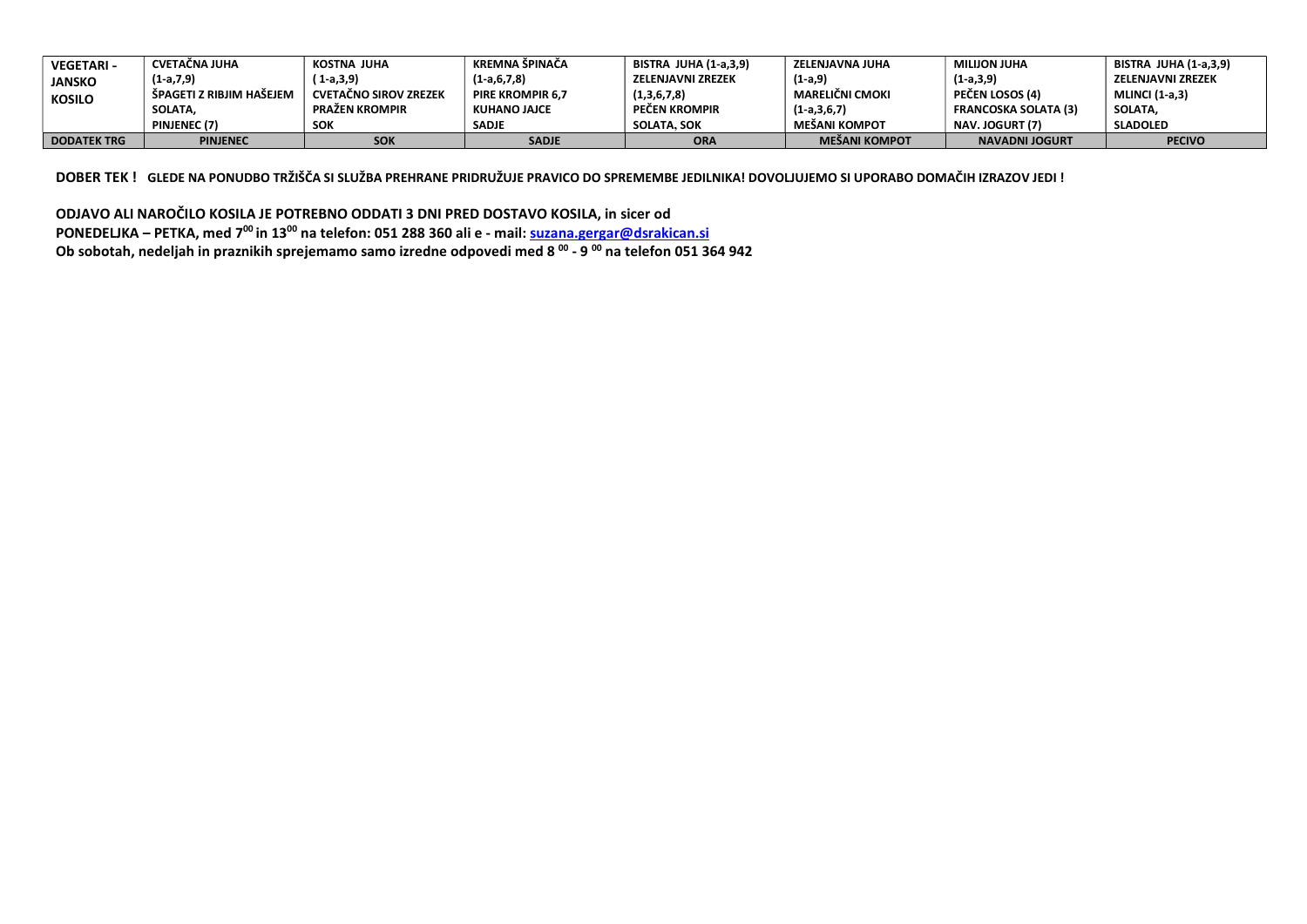| | | | | | | | |
|---|---|---|---|---|---|---|---|
| **VEGETARI - JANSKO KOSILO** | **CVETAČNA JUHA (1-a,7,9) ŠPAGETI Z RIBJIM HAŠEJEM SOLATA, PINJENEC (7)** | **KOSTNA JUHA ( 1-a,3,9) CVETAČNO SIROV ZREZEK PRAŽEN KROMPIR SOK** | **KREMNA ŠPINAČA (1-a,6,7,8) PIRE KROMPIR 6,7 KUHANO JAJCE SADJE** | **BISTRA JUHA (1-a,3,9) ZELENJAVNI ZREZEK (1,3,6,7,8) PEČEN KROMPIR SOLATA, SOK** | **ZELENJAVNA JUHA (1-a,9) MARELIČNI CMOKI (1-a,3,6,7) MEŠANI KOMPOT** | **MILIJON JUHA (1-a,3,9) PEČEN LOSOS (4) FRANCOSKA SOLATA (3) NAV. JOGURT (7)** | **BISTRA JUHA (1-a,3,9) ZELENJAVNI ZREZEK MLINCI (1-a,3) SOLATA, SLADOLED** |
| **DODATEK TRG** | **PINJENEC** | **SOK** | **SADJE** | **ORA** | **MEŠANI KOMPOT** | **NAVADNI JOGURT** | **PECIVO** |

**DOBER TEK !** **GLEDE NA PONUDBO TRŽIŠČA SI SLUŽBA PREHRANE PRIDRUŽUJE PRAVICO DO SPREMEMBE JEDILNIKA! DOVOLJUJEMO SI UPORABO DOMAČIH IZRAZOV JEDI !**

**ODJAVO ALI NAROČILO KOSILA JE POTREBNO ODDATI 3 DNI PRED DOSTAVO KOSILA, in sicer od**
**PONEDELJKA – PETKA, med 7[00] in 13[00] na telefon: 051 288 360 ali e - mail: suzana.gergar@dsrakican.si**
**Ob sobotah, nedeljah in praznikih sprejemamo samo izredne odpovedi med 8 [00] - 9 [00] na telefon 051 364 942**